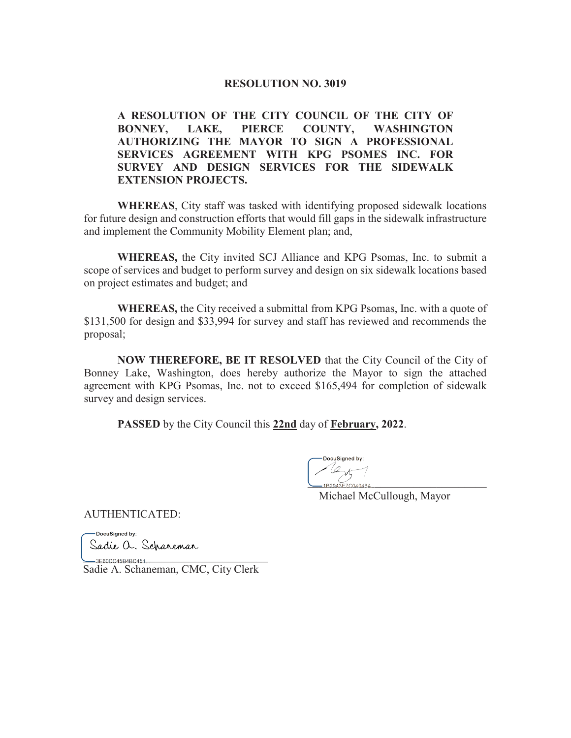**RESOLUTION NO. 3019**

**A RESOLUTION OF THE CITY COUNCIL OF THE CITY OF BONNEY, LAKE, PIERCE COUNTY, WASHINGTON AUTHORIZING THE MAYOR TO SIGN A PROFESSIONAL SERVICES AGREEMENT WITH KPG PSOMES INC. FOR SURVEY AND DESIGN SERVICES FOR THE SIDEWALK EXTENSION PROJECTS.**

**WHEREAS**, City staff was tasked with identifying proposed sidewalk locations for future design and construction efforts that would fill gaps in the sidewalk infrastructure and implement the Community Mobility Element plan; and,

**WHEREAS,** the City invited SCJ Alliance and KPG Psomas, Inc. to submit a scope of services and budget to perform survey and design on six sidewalk locations based on project estimates and budget; and

**WHEREAS,** the City received a submittal from KPG Psomas, Inc. with a quote of $131,500 for design and $33,994 for survey and staff has reviewed and recommends the proposal;

**NOW THEREFORE, BE IT RESOLVED** that the City Council of the City of Bonney Lake, Washington, does hereby authorize the Mayor to sign the attached agreement with KPG Psomas, Inc. not to exceed $165,494 for completion of sidewalk survey and design services.

**PASSED** by the City Council this **22nd** day of **February, 2022**.

DocuSigned by:
1B2943E7C04048A...

Michael McCullough, Mayor

AUTHENTICATED:

DocuSigned by:
Sadie A. Schaneman
3E60DC45B4BC451...

Sadie A. Schaneman, CMC, City Clerk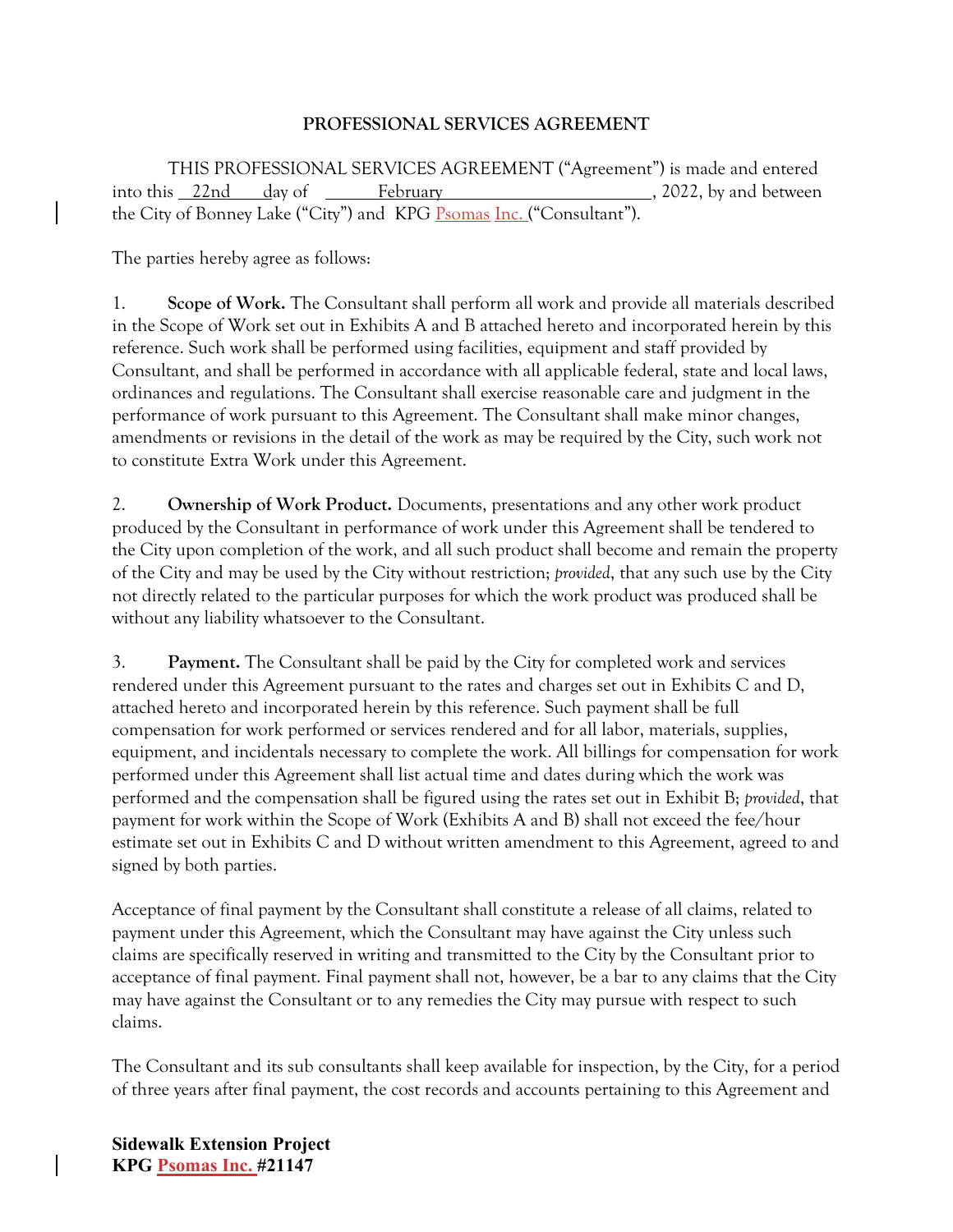**PROFESSIONAL SERVICES AGREEMENT**

THIS PROFESSIONAL SERVICES AGREEMENT ("Agreement") is made and entered into this 22nd day of February, 2022, by and between the City of Bonney Lake ("City") and KPG Psomas Inc. ("Consultant").

The parties hereby agree as follows:

1. **Scope of Work.** The Consultant shall perform all work and provide all materials described in the Scope of Work set out in Exhibits A and B attached hereto and incorporated herein by this reference. Such work shall be performed using facilities, equipment and staff provided by Consultant, and shall be performed in accordance with all applicable federal, state and local laws, ordinances and regulations. The Consultant shall exercise reasonable care and judgment in the performance of work pursuant to this Agreement. The Consultant shall make minor changes, amendments or revisions in the detail of the work as may be required by the City, such work not to constitute Extra Work under this Agreement.

2. **Ownership of Work Product.** Documents, presentations and any other work product produced by the Consultant in performance of work under this Agreement shall be tendered to the City upon completion of the work, and all such product shall become and remain the property of the City and may be used by the City without restriction; *provided*, that any such use by the City not directly related to the particular purposes for which the work product was produced shall be without any liability whatsoever to the Consultant.

3. **Payment.** The Consultant shall be paid by the City for completed work and services rendered under this Agreement pursuant to the rates and charges set out in Exhibits C and D, attached hereto and incorporated herein by this reference. Such payment shall be full compensation for work performed or services rendered and for all labor, materials, supplies, equipment, and incidentals necessary to complete the work. All billings for compensation for work performed under this Agreement shall list actual time and dates during which the work was performed and the compensation shall be figured using the rates set out in Exhibit B; *provided*, that payment for work within the Scope of Work (Exhibits A and B) shall not exceed the fee/hour estimate set out in Exhibits C and D without written amendment to this Agreement, agreed to and signed by both parties.

Acceptance of final payment by the Consultant shall constitute a release of all claims, related to payment under this Agreement, which the Consultant may have against the City unless such claims are specifically reserved in writing and transmitted to the City by the Consultant prior to acceptance of final payment. Final payment shall not, however, be a bar to any claims that the City may have against the Consultant or to any remedies the City may pursue with respect to such claims.

The Consultant and its sub consultants shall keep available for inspection, by the City, for a period of three years after final payment, the cost records and accounts pertaining to this Agreement and

**Sidewalk Extension Project**
**KPG Psomas Inc. #21147**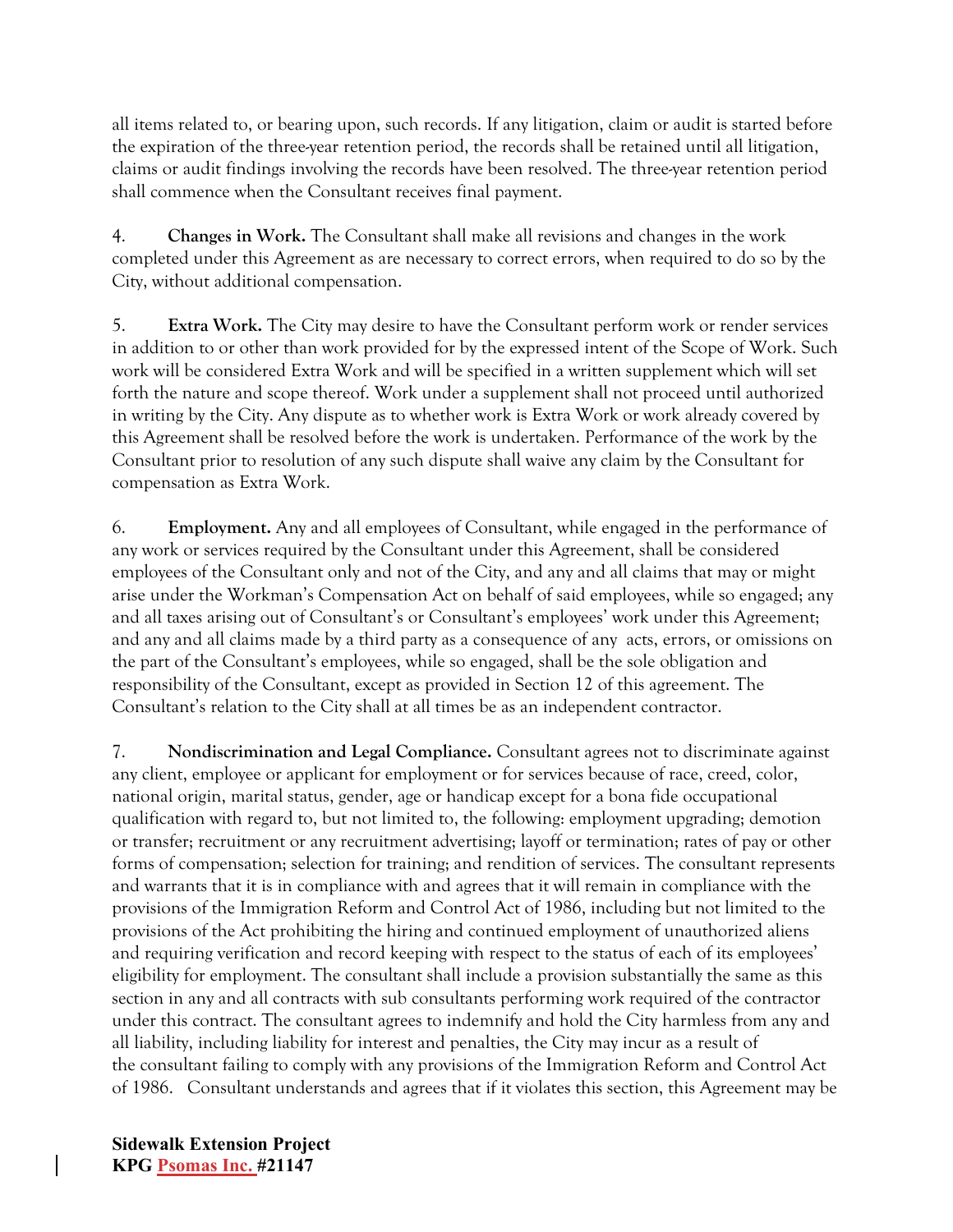all items related to, or bearing upon, such records. If any litigation, claim or audit is started before the expiration of the three-year retention period, the records shall be retained until all litigation, claims or audit findings involving the records have been resolved. The three-year retention period shall commence when the Consultant receives final payment.

4. **Changes in Work.** The Consultant shall make all revisions and changes in the work completed under this Agreement as are necessary to correct errors, when required to do so by the City, without additional compensation.

5. **Extra Work.** The City may desire to have the Consultant perform work or render services in addition to or other than work provided for by the expressed intent of the Scope of Work. Such work will be considered Extra Work and will be specified in a written supplement which will set forth the nature and scope thereof. Work under a supplement shall not proceed until authorized in writing by the City. Any dispute as to whether work is Extra Work or work already covered by this Agreement shall be resolved before the work is undertaken. Performance of the work by the Consultant prior to resolution of any such dispute shall waive any claim by the Consultant for compensation as Extra Work.

6. **Employment.** Any and all employees of Consultant, while engaged in the performance of any work or services required by the Consultant under this Agreement, shall be considered employees of the Consultant only and not of the City, and any and all claims that may or might arise under the Workman's Compensation Act on behalf of said employees, while so engaged; any and all taxes arising out of Consultant's or Consultant's employees' work under this Agreement; and any and all claims made by a third party as a consequence of any acts, errors, or omissions on the part of the Consultant's employees, while so engaged, shall be the sole obligation and responsibility of the Consultant, except as provided in Section 12 of this agreement. The Consultant's relation to the City shall at all times be as an independent contractor.

7. **Nondiscrimination and Legal Compliance.** Consultant agrees not to discriminate against any client, employee or applicant for employment or for services because of race, creed, color, national origin, marital status, gender, age or handicap except for a bona fide occupational qualification with regard to, but not limited to, the following: employment upgrading; demotion or transfer; recruitment or any recruitment advertising; layoff or termination; rates of pay or other forms of compensation; selection for training; and rendition of services. The consultant represents and warrants that it is in compliance with and agrees that it will remain in compliance with the provisions of the Immigration Reform and Control Act of 1986, including but not limited to the provisions of the Act prohibiting the hiring and continued employment of unauthorized aliens and requiring verification and record keeping with respect to the status of each of its employees' eligibility for employment. The consultant shall include a provision substantially the same as this section in any and all contracts with sub consultants performing work required of the contractor under this contract. The consultant agrees to indemnify and hold the City harmless from any and all liability, including liability for interest and penalties, the City may incur as a result of the consultant failing to comply with any provisions of the Immigration Reform and Control Act of 1986. Consultant understands and agrees that if it violates this section, this Agreement may be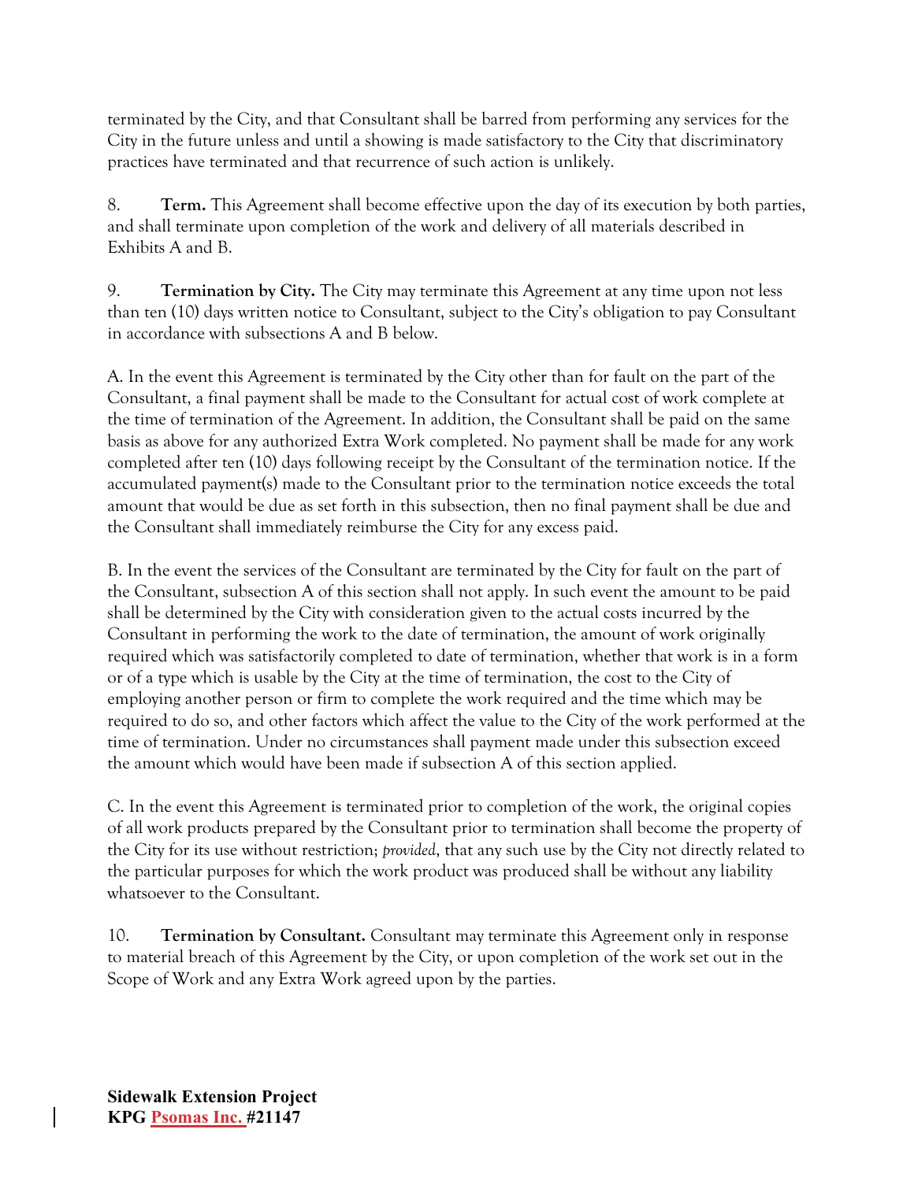terminated by the City, and that Consultant shall be barred from performing any services for the City in the future unless and until a showing is made satisfactory to the City that discriminatory practices have terminated and that recurrence of such action is unlikely.

8. **Term.** This Agreement shall become effective upon the day of its execution by both parties, and shall terminate upon completion of the work and delivery of all materials described in Exhibits A and B.

9. **Termination by City.** The City may terminate this Agreement at any time upon not less than ten (10) days written notice to Consultant, subject to the City's obligation to pay Consultant in accordance with subsections A and B below.

A. In the event this Agreement is terminated by the City other than for fault on the part of the Consultant, a final payment shall be made to the Consultant for actual cost of work complete at the time of termination of the Agreement. In addition, the Consultant shall be paid on the same basis as above for any authorized Extra Work completed. No payment shall be made for any work completed after ten (10) days following receipt by the Consultant of the termination notice. If the accumulated payment(s) made to the Consultant prior to the termination notice exceeds the total amount that would be due as set forth in this subsection, then no final payment shall be due and the Consultant shall immediately reimburse the City for any excess paid.

B. In the event the services of the Consultant are terminated by the City for fault on the part of the Consultant, subsection A of this section shall not apply. In such event the amount to be paid shall be determined by the City with consideration given to the actual costs incurred by the Consultant in performing the work to the date of termination, the amount of work originally required which was satisfactorily completed to date of termination, whether that work is in a form or of a type which is usable by the City at the time of termination, the cost to the City of employing another person or firm to complete the work required and the time which may be required to do so, and other factors which affect the value to the City of the work performed at the time of termination. Under no circumstances shall payment made under this subsection exceed the amount which would have been made if subsection A of this section applied.

C. In the event this Agreement is terminated prior to completion of the work, the original copies of all work products prepared by the Consultant prior to termination shall become the property of the City for its use without restriction; *provided*, that any such use by the City not directly related to the particular purposes for which the work product was produced shall be without any liability whatsoever to the Consultant.

10. **Termination by Consultant.** Consultant may terminate this Agreement only in response to material breach of this Agreement by the City, or upon completion of the work set out in the Scope of Work and any Extra Work agreed upon by the parties.

**Sidewalk Extension Project**
**KPG Psomas Inc. #21147**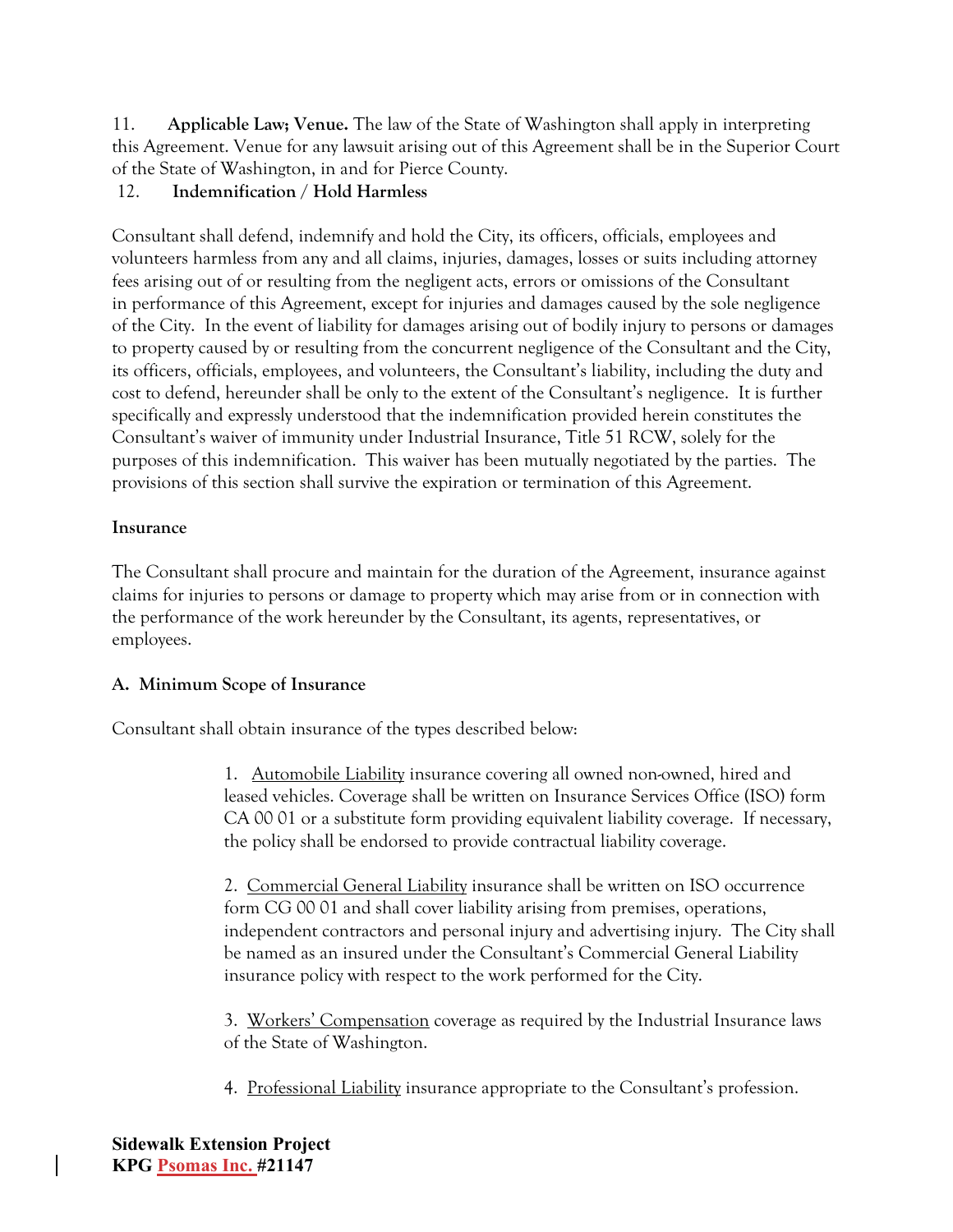11. **Applicable Law; Venue.** The law of the State of Washington shall apply in interpreting this Agreement. Venue for any lawsuit arising out of this Agreement shall be in the Superior Court of the State of Washington, in and for Pierce County.

12. **Indemnification / Hold Harmless**

Consultant shall defend, indemnify and hold the City, its officers, officials, employees and volunteers harmless from any and all claims, injuries, damages, losses or suits including attorney fees arising out of or resulting from the negligent acts, errors or omissions of the Consultant in performance of this Agreement, except for injuries and damages caused by the sole negligence of the City. In the event of liability for damages arising out of bodily injury to persons or damages to property caused by or resulting from the concurrent negligence of the Consultant and the City, its officers, officials, employees, and volunteers, the Consultant's liability, including the duty and cost to defend, hereunder shall be only to the extent of the Consultant's negligence. It is further specifically and expressly understood that the indemnification provided herein constitutes the Consultant's waiver of immunity under Industrial Insurance, Title 51 RCW, solely for the purposes of this indemnification. This waiver has been mutually negotiated by the parties. The provisions of this section shall survive the expiration or termination of this Agreement.

**Insurance**

The Consultant shall procure and maintain for the duration of the Agreement, insurance against claims for injuries to persons or damage to property which may arise from or in connection with the performance of the work hereunder by the Consultant, its agents, representatives, or employees.

**A. Minimum Scope of Insurance**

Consultant shall obtain insurance of the types described below:

1. Automobile Liability insurance covering all owned non-owned, hired and leased vehicles. Coverage shall be written on Insurance Services Office (ISO) form CA 00 01 or a substitute form providing equivalent liability coverage. If necessary, the policy shall be endorsed to provide contractual liability coverage.

2. Commercial General Liability insurance shall be written on ISO occurrence form CG 00 01 and shall cover liability arising from premises, operations, independent contractors and personal injury and advertising injury. The City shall be named as an insured under the Consultant's Commercial General Liability insurance policy with respect to the work performed for the City.

3. Workers' Compensation coverage as required by the Industrial Insurance laws of the State of Washington.

4. Professional Liability insurance appropriate to the Consultant's profession.

**Sidewalk Extension Project**
**KPG Psomas Inc. #21147**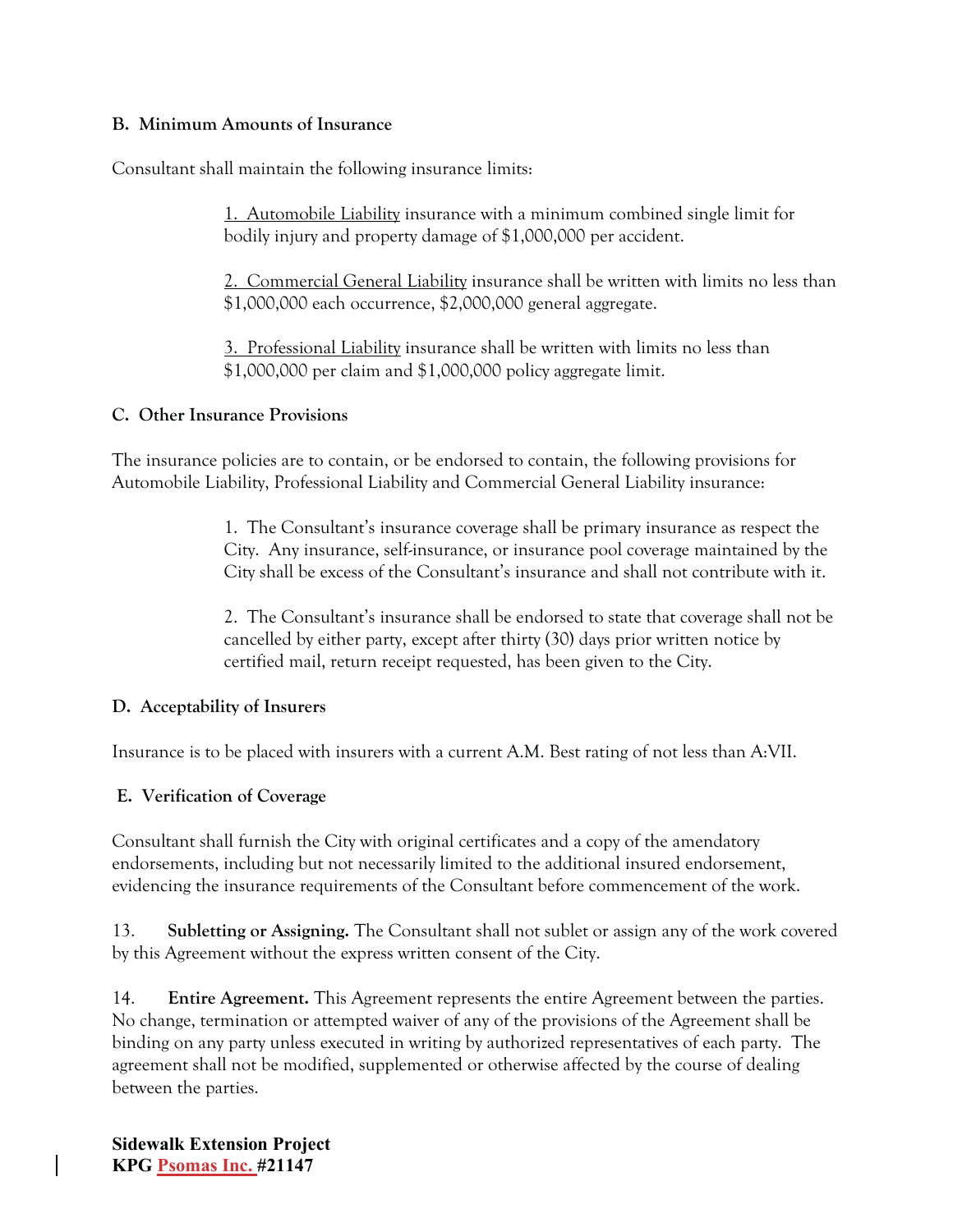**B. Minimum Amounts of Insurance**

Consultant shall maintain the following insurance limits:

> 1. Automobile Liability insurance with a minimum combined single limit for bodily injury and property damage of $1,000,000 per accident.
>
> 2. Commercial General Liability insurance shall be written with limits no less than $1,000,000 each occurrence, $2,000,000 general aggregate.
>
> 3. Professional Liability insurance shall be written with limits no less than $1,000,000 per claim and $1,000,000 policy aggregate limit.

**C. Other Insurance Provisions**

The insurance policies are to contain, or be endorsed to contain, the following provisions for Automobile Liability, Professional Liability and Commercial General Liability insurance:

> 1. The Consultant's insurance coverage shall be primary insurance as respect the City. Any insurance, self-insurance, or insurance pool coverage maintained by the City shall be excess of the Consultant's insurance and shall not contribute with it.
>
> 2. The Consultant's insurance shall be endorsed to state that coverage shall not be cancelled by either party, except after thirty (30) days prior written notice by certified mail, return receipt requested, has been given to the City.

**D. Acceptability of Insurers**

Insurance is to be placed with insurers with a current A.M. Best rating of not less than A:VII.

**E. Verification of Coverage**

Consultant shall furnish the City with original certificates and a copy of the amendatory endorsements, including but not necessarily limited to the additional insured endorsement, evidencing the insurance requirements of the Consultant before commencement of the work.

13. **Subletting or Assigning.** The Consultant shall not sublet or assign any of the work covered by this Agreement without the express written consent of the City.

14. **Entire Agreement.** This Agreement represents the entire Agreement between the parties. No change, termination or attempted waiver of any of the provisions of the Agreement shall be binding on any party unless executed in writing by authorized representatives of each party. The agreement shall not be modified, supplemented or otherwise affected by the course of dealing between the parties.

**Sidewalk Extension Project**
**KPG Psomas Inc. #21147**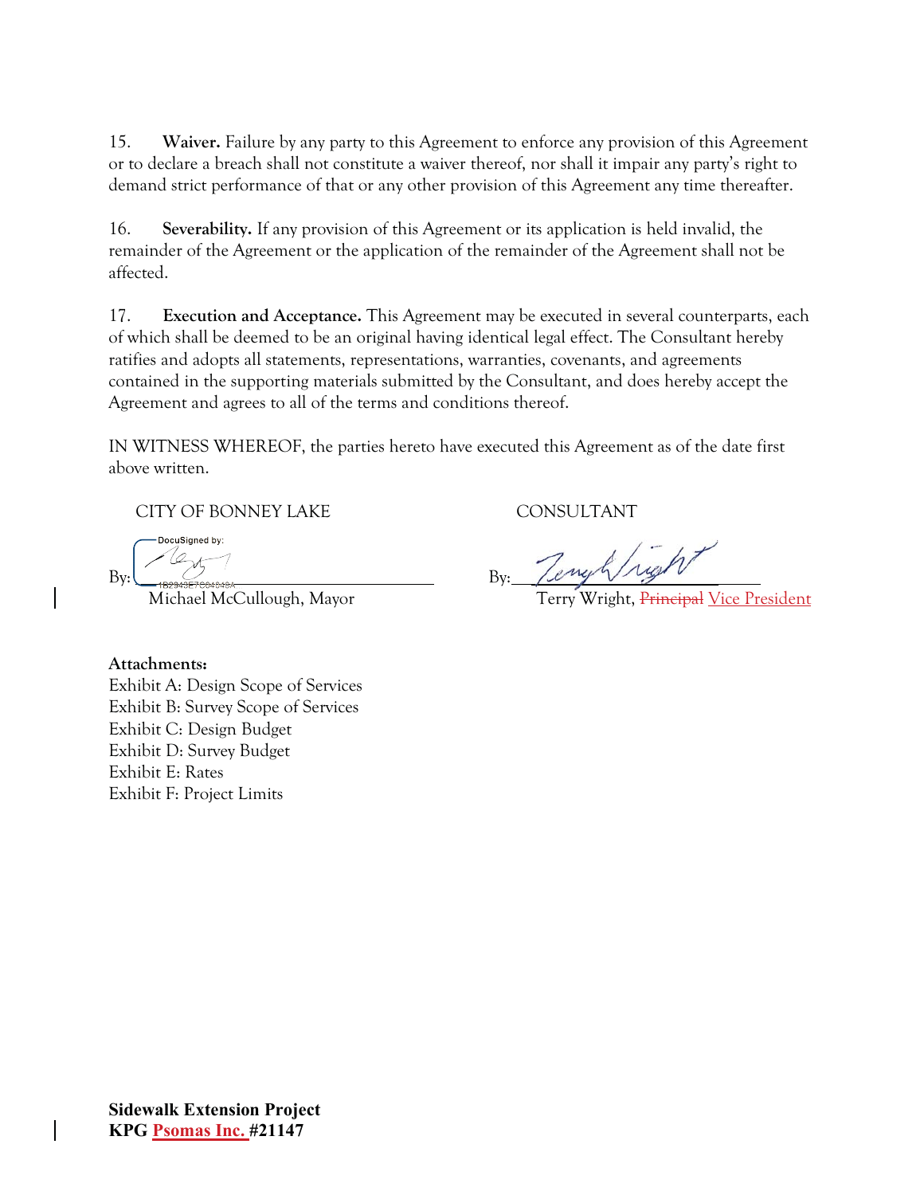15. **Waiver.** Failure by any party to this Agreement to enforce any provision of this Agreement or to declare a breach shall not constitute a waiver thereof, nor shall it impair any party's right to demand strict performance of that or any other provision of this Agreement any time thereafter.

16. **Severability.** If any provision of this Agreement or its application is held invalid, the remainder of the Agreement or the application of the remainder of the Agreement shall not be affected.

17. **Execution and Acceptance.** This Agreement may be executed in several counterparts, each of which shall be deemed to be an original having identical legal effect. The Consultant hereby ratifies and adopts all statements, representations, warranties, covenants, and agreements contained in the supporting materials submitted by the Consultant, and does hereby accept the Agreement and agrees to all of the terms and conditions thereof.

IN WITNESS WHEREOF, the parties hereto have executed this Agreement as of the date first above written.

| | |
|---|---|
| CITY OF BONNEY LAKE | CONSULTANT |
| By: DocuSigned by: [signature] 1B2343E7C04048A | By: [signature] |
| Michael McCullough, Mayor | Terry Wright, ~~Principal~~ Vice President |

**Attachments:**
Exhibit A: Design Scope of Services
Exhibit B: Survey Scope of Services
Exhibit C: Design Budget
Exhibit D: Survey Budget
Exhibit E: Rates
Exhibit F: Project Limits

**Sidewalk Extension Project**
**KPG Psomas Inc. #21147**